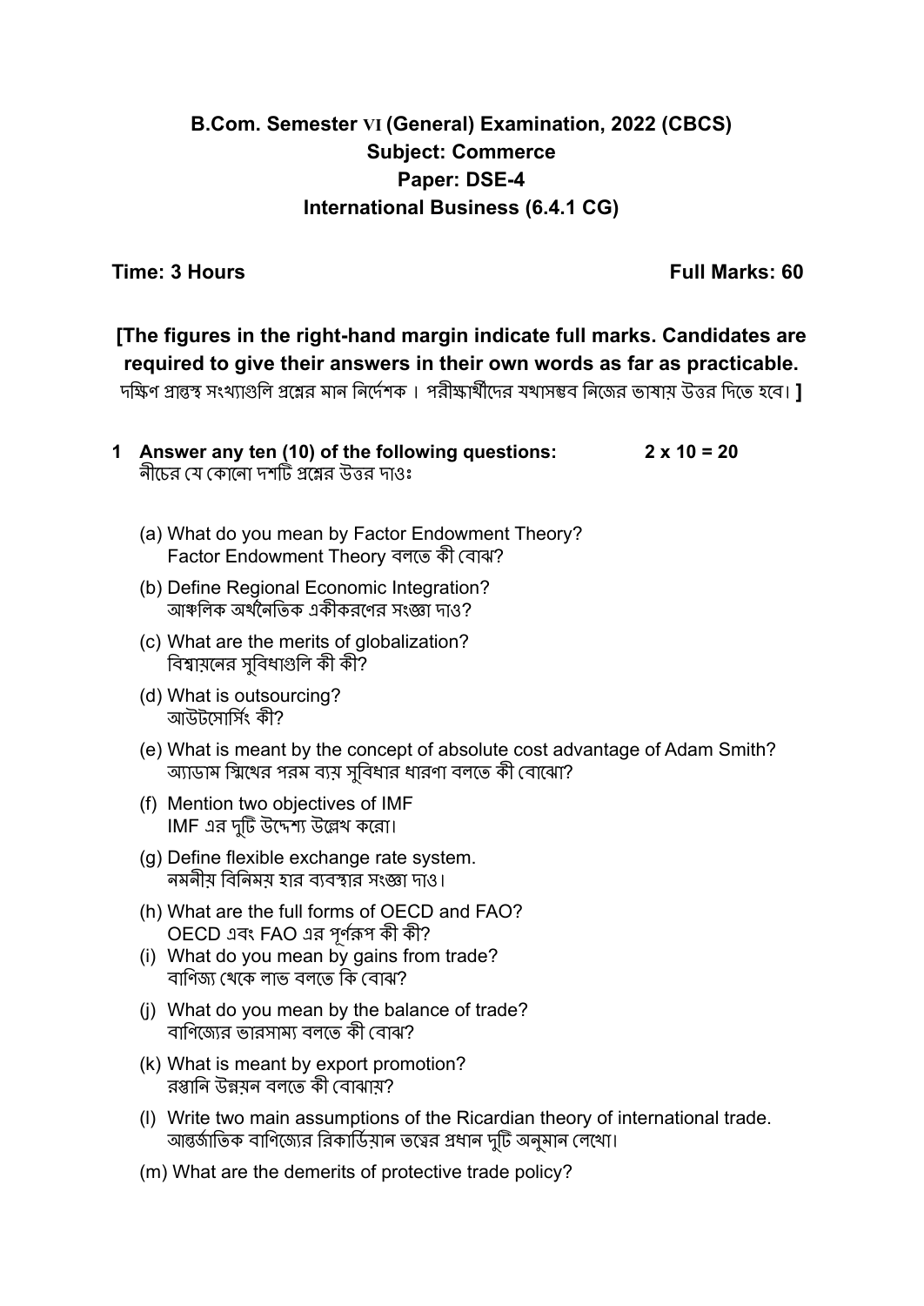## B.Com. Semester VI (General) Examination, 2022 (CBCS)
## Subject: Commerce
## Paper: DSE-4
## International Business (6.4.1 CG)

**Time: 3 Hours** **Full Marks: 60**

**[The figures in the right-hand margin indicate full marks. Candidates are required to give their answers in their own words as far as practicable.**
দক্ষিণ প্রান্তস্থ সংখ্যাগুলি প্রশ্নের মান নির্দেশক। পরীক্ষার্থীদের যথাসম্ভব নিজের ভাষায় উত্তর দিতে হবে। **]**

**1 Answer any ten (10) of the following questions: 2 x 10 = 20**
নীচের যে কোনো দশটি প্রশ্নের উত্তর দাওঃ

(a) What do you mean by Factor Endowment Theory?
Factor Endowment Theory বলতে কী বোঝ?

(b) Define Regional Economic Integration?
আঞ্চলিক অর্থনৈতিক একীকরণের সংজ্ঞা দাও?

(c) What are the merits of globalization?
বিশ্বায়নের সুবিধাগুলি কী কী?

(d) What is outsourcing?
আউটসোর্সিং কী?

(e) What is meant by the concept of absolute cost advantage of Adam Smith?
অ্যাডাম স্মিথের পরম ব্যয় সুবিধার ধারণা বলতে কী বোঝো?

(f) Mention two objectives of IMF
IMF এর দুটি উদ্দেশ্য উল্লেখ করো।

(g) Define flexible exchange rate system.
নমনীয় বিনিময় হার ব্যবস্থার সংজ্ঞা দাও।

(h) What are the full forms of OECD and FAO?
OECD এবং FAO এর পূর্ণরূপ কী কী?

(i) What do you mean by gains from trade?
বাণিজ্য থেকে লাভ বলতে কি বোঝ?

(j) What do you mean by the balance of trade?
বাণিজ্যের ভারসাম্য বলতে কী বোঝ?

(k) What is meant by export promotion?
রপ্তানি উন্নয়ন বলতে কী বোঝায়?

(l) Write two main assumptions of the Ricardian theory of international trade.
আন্তর্জাতিক বাণিজ্যের রিকার্ডিয়ান তত্ত্বের প্রধান দুটি অনুমান লেখো।

(m) What are the demerits of protective trade policy?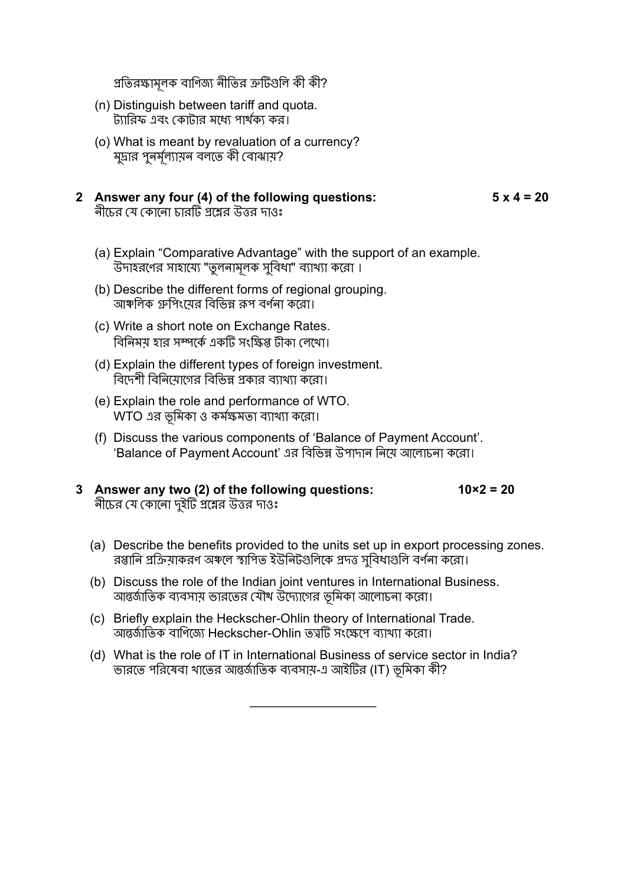প্রতিরক্ষামূলক বাণিজ্য নীতির ত্রুটিগুলি কী কী?

(n) Distinguish between tariff and quota.
ট্যারিফ এবং কোটার মধ্যে পার্থক্য কর।

(o) What is meant by revaluation of a currency?
মুদ্রার পুনর্মূল্যায়ন বলতে কী বোঝায়?

**2 Answer any four (4) of the following questions: 5 x 4 = 20**
নীচের যে কোনো চারটি প্রশ্নের উত্তর দাওঃ

(a) Explain "Comparative Advantage" with the support of an example.
উদাহরণের সাহায্যে "তুলনামূলক সুবিধা" ব্যাখ্যা করো ।

(b) Describe the different forms of regional grouping.
আঞ্চলিক গ্রুপিংয়ের বিভিন্ন রূপ বর্ণনা করো।

(c) Write a short note on Exchange Rates.
বিনিময় হার সম্পর্কে একটি সংক্ষিপ্ত টীকা লেখো।

(d) Explain the different types of foreign investment.
বিদেশী বিনিয়োগের বিভিন্ন প্রকার ব্যাখ্যা করো।

(e) Explain the role and performance of WTO.
WTO এর ভূমিকা ও কর্মক্ষমতা ব্যাখ্যা করো।

(f) Discuss the various components of 'Balance of Payment Account'.
'Balance of Payment Account' এর বিভিন্ন উপাদান নিয়ে আলোচনা করো।

**3 Answer any two (2) of the following questions: 10×2 = 20**
নীচের যে কোনো দুইটি প্রশ্নের উত্তর দাওঃ

(a) Describe the benefits provided to the units set up in export processing zones.
রপ্তানি প্রক্রিয়াকরণ অঞ্চলে স্থাপিত ইউনিটগুলিকে প্রদত্ত সুবিধাগুলি বর্ণনা করো।

(b) Discuss the role of the Indian joint ventures in International Business.
আন্তর্জাতিক ব্যবসায় ভারতের যৌথ উদ্যোগের ভূমিকা আলোচনা করো।

(c) Briefly explain the Heckscher-Ohlin theory of International Trade.
আন্তর্জাতিক বাণিজ্যে Heckscher-Ohlin তত্ত্বটি সংক্ষেপে ব্যাখ্যা করো।

(d) What is the role of IT in International Business of service sector in India?
ভারতে পরিষেবা খাতের আন্তর্জাতিক ব্যবসায়-এ আইটির (IT) ভূমিকা কী?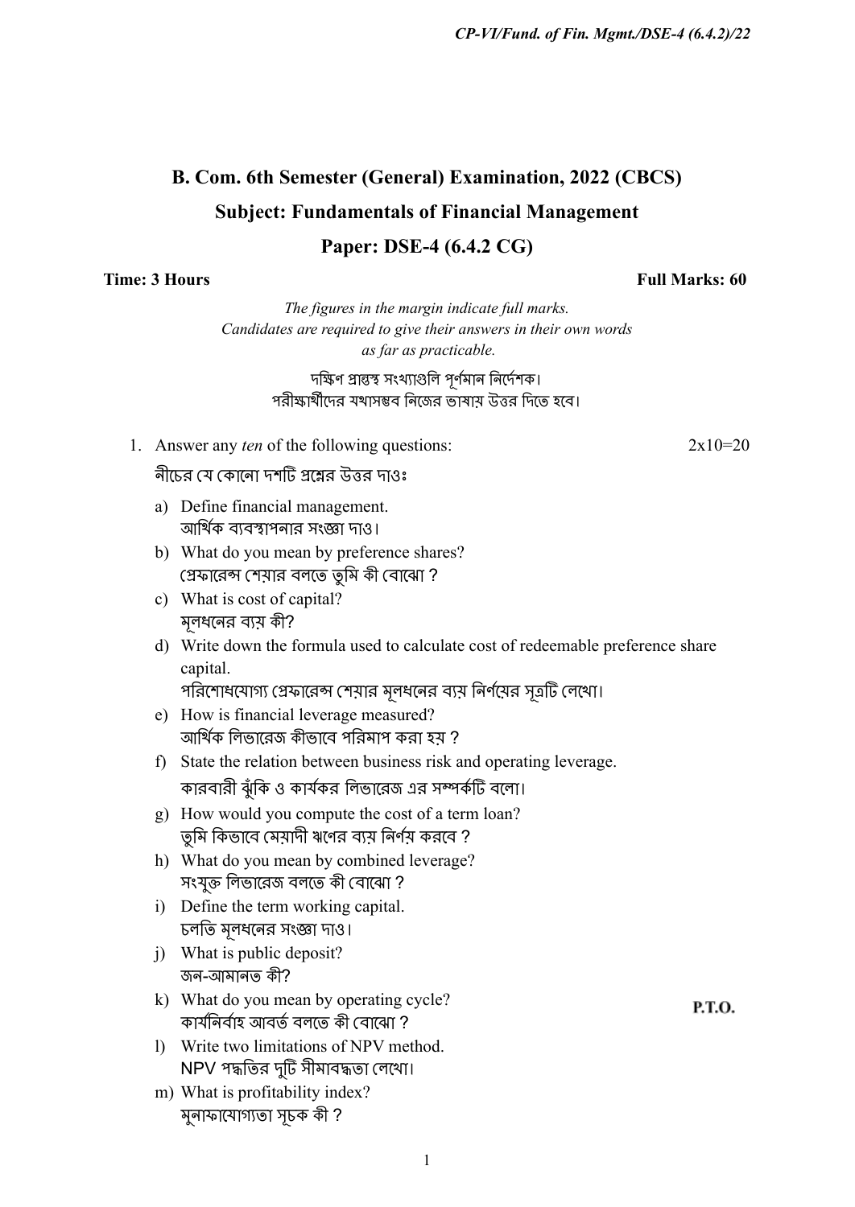# B. Com. 6th Semester (General) Examination, 2022 (CBCS)

## Subject: Fundamentals of Financial Management

## Paper: DSE-4 (6.4.2 CG)

**Time: 3 Hours** **Full Marks: 60**

*The figures in the margin indicate full marks.*
*Candidates are required to give their answers in their own words as far as practicable.*

দক্ষিণ প্রান্তস্থ সংখ্যাগুলি পূর্ণমান নির্দেশক।
পরীক্ষার্থীদের যথাসম্ভব নিজের ভাষায় উত্তর দিতে হবে।

1. Answer any *ten* of the following questions: 2x10=20

   নীচের যে কোনো দশটি প্রশ্নের উত্তর দাওঃ

   a) Define financial management.
   আর্থিক ব্যবস্থাপনার সংজ্ঞা দাও।

   b) What do you mean by preference shares?
   প্রেফারেন্স শেয়ার বলতে তুমি কী বোঝো ?

   c) What is cost of capital?
   মূলধনের ব্যয় কী?

   d) Write down the formula used to calculate cost of redeemable preference share capital.
   পরিশোধযোগ্য প্রেফারেন্স শেয়ার মূলধনের ব্যয় নির্ণয়ের সূত্রটি লেখো।

   e) How is financial leverage measured?
   আর্থিক লিভারেজ কীভাবে পরিমাপ করা হয় ?

   f) State the relation between business risk and operating leverage.
   কারবারী ঝুঁকি ও কার্যকর লিভারেজ এর সম্পর্কটি বলো।

   g) How would you compute the cost of a term loan?
   তুমি কিভাবে মেয়াদী ঋণের ব্যয় নির্ণয় করবে ?

   h) What do you mean by combined leverage?
   সংযুক্ত লিভারেজ বলতে কী বোঝো ?

   i) Define the term working capital.
   চলতি মূলধনের সংজ্ঞা দাও।

   j) What is public deposit?
   জন-আমানত কী?

   k) What do you mean by operating cycle?
   কার্যনির্বাহ আবর্ত বলতে কী বোঝো ?

   l) Write two limitations of NPV method.
   NPV পদ্ধতির দুটি সীমাবদ্ধতা লেখো।

   m) What is profitability index?
   মুনাফাযোগ্যতা সূচক কী ?

P.T.O.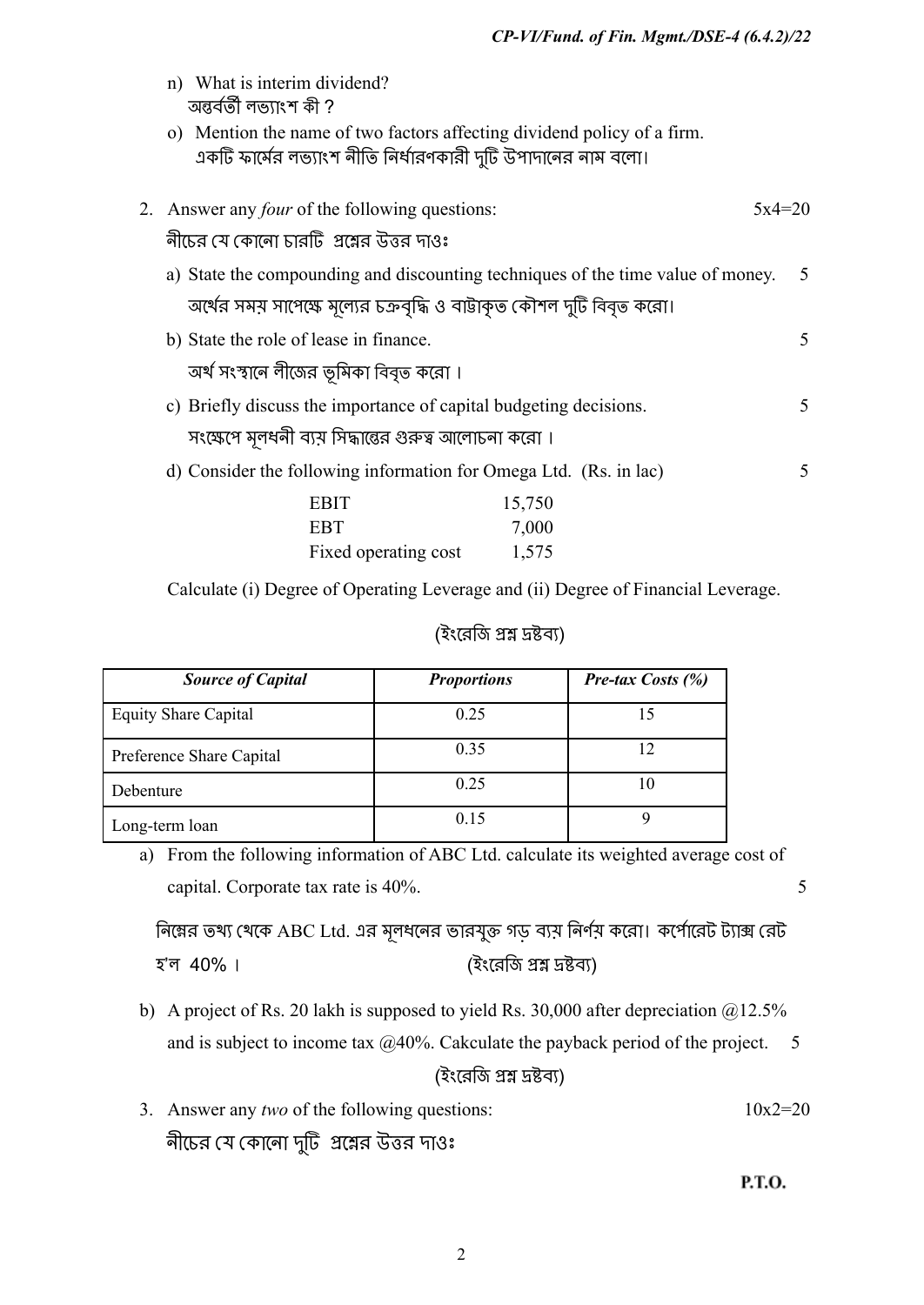n) What is interim dividend?
অন্তর্বর্তী লভ্যাংশ কী ?

o) Mention the name of two factors affecting dividend policy of a firm.
একটি ফার্মের লভ্যাংশ নীতি নির্ধারণকারী দুটি উপাদানের নাম বলো।

2. Answer any *four* of the following questions: 5x4=20
নীচের যে কোনো চারটি প্রশ্নের উত্তর দাওঃ

a) State the compounding and discounting techniques of the time value of money. 5
অর্থের সময় সাপেক্ষে মূল্যের চক্রবৃদ্ধি ও বাট্টাকৃত কৌশল দুটি বিবৃত করো।

b) State the role of lease in finance. 5
অর্থ সংস্থানে লীজের ভূমিকা বিবৃত করো ।

c) Briefly discuss the importance of capital budgeting decisions. 5
সংক্ষেপে মূলধনী ব্যয় সিদ্ধান্তের গুরুত্ব আলোচনা করো ।

d) Consider the following information for Omega Ltd. (Rs. in lac) 5

| | |
|---|---|
| EBIT | 15,750 |
| EBT | 7,000 |
| Fixed operating cost | 1,575 |

Calculate (i) Degree of Operating Leverage and (ii) Degree of Financial Leverage.

(ইংরেজি প্রশ্ন দ্রষ্টব্য)

| *Source of Capital* | *Proportions* | *Pre-tax Costs (%)* |
|---|---|---|
| Equity Share Capital | 0.25 | 15 |
| Preference Share Capital | 0.35 | 12 |
| Debenture | 0.25 | 10 |
| Long-term loan | 0.15 | 9 |

a) From the following information of ABC Ltd. calculate its weighted average cost of capital. Corporate tax rate is 40%. 5

নিম্নের তথ্য থেকে ABC Ltd. এর মূলধনের ভারযুক্ত গড় ব্যয় নির্ণয় করো। কর্পোরেট ট্যাক্স রেট হ'ল 40% । (ইংরেজি প্রশ্ন দ্রষ্টব্য)

b) A project of Rs. 20 lakh is supposed to yield Rs. 30,000 after depreciation @12.5% and is subject to income tax @40%. Cakculate the payback period of the project. 5

(ইংরেজি প্রশ্ন দ্রষ্টব্য)

3. Answer any *two* of the following questions: 10x2=20
নীচের যে কোনো দুটি প্রশ্নের উত্তর দাওঃ

P.T.O.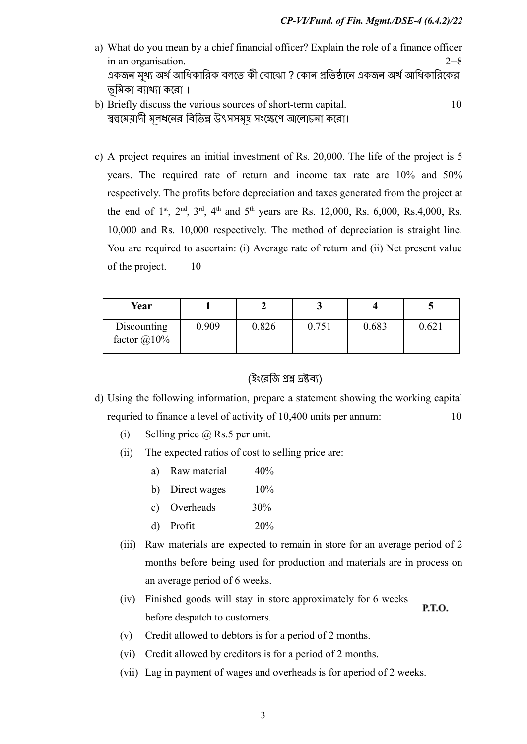a) What do you mean by a chief financial officer? Explain the role of a finance officer in an organisation. 2+8

একজন মুখ্য অর্থ আধিকারিক বলতে কী বোঝো ? কোন প্রতিষ্ঠানে একজন অর্থ আধিকারিকের ভূমিকা ব্যাখ্যা করো ।

b) Briefly discuss the various sources of short-term capital. 10

স্বল্পমেয়াদী মূলধনের বিভিন্ন উৎসসমূহ সংক্ষেপে আলোচনা করো।

c) A project requires an initial investment of Rs. 20,000. The life of the project is 5 years. The required rate of return and income tax rate are 10% and 50% respectively. The profits before depreciation and taxes generated from the project at the end of 1st, 2nd, 3rd, 4th and 5th years are Rs. 12,000, Rs. 6,000, Rs.4,000, Rs. 10,000 and Rs. 10,000 respectively. The method of depreciation is straight line. You are required to ascertain: (i) Average rate of return and (ii) Net present value of the project. 10

| Year | 1 | 2 | 3 | 4 | 5 |
|---|---|---|---|---|---|
| Discounting factor @10% | 0.909 | 0.826 | 0.751 | 0.683 | 0.621 |

(ইংরেজি প্রশ্ন দ্রষ্টব্য)

d) Using the following information, prepare a statement showing the working capital requried to finance a level of activity of 10,400 units per annum: 10

(i) Selling price @ Rs.5 per unit.

(ii) The expected ratios of cost to selling price are:

   a) Raw material 40%
   
   b) Direct wages 10%
   
   c) Overheads 30%
   
   d) Profit 20%

(iii) Raw materials are expected to remain in store for an average period of 2 months before being used for production and materials are in process on an average period of 6 weeks.

(iv) Finished goods will stay in store approximately for 6 weeks before despatch to customers.

(v) Credit allowed to debtors is for a period of 2 months.

(vi) Credit allowed by creditors is for a period of 2 months.

(vii) Lag in payment of wages and overheads is for aperiod of 2 weeks.

P.T.O.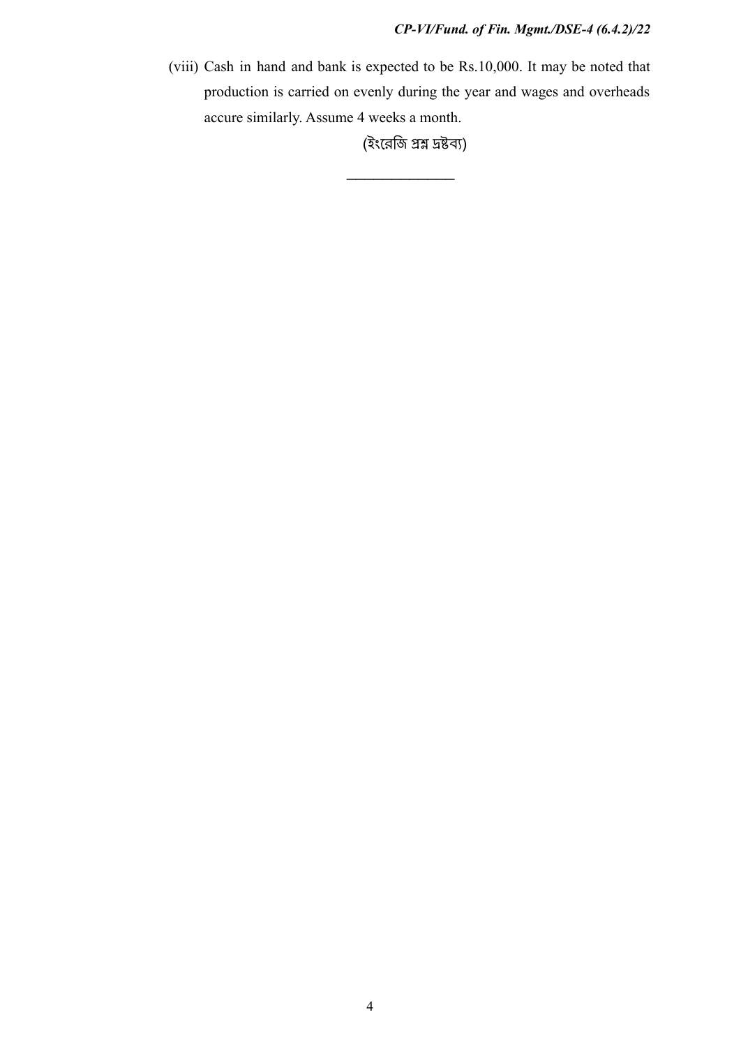(viii) Cash in hand and bank is expected to be Rs.10,000. It may be noted that production is carried on evenly during the year and wages and overheads accure similarly. Assume 4 weeks a month.

(ইংরেজি প্রশ্ন দ্রষ্টব্য)

———————